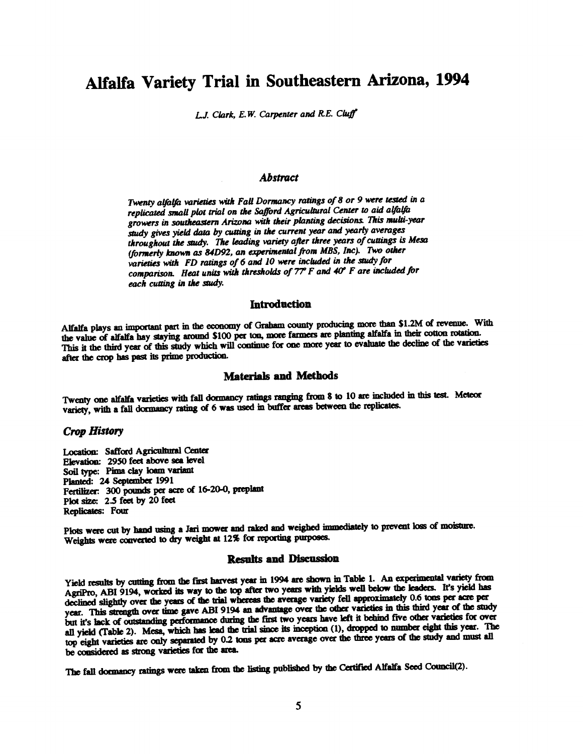# Alfalfa Variety Trial in Southeastern Arizona, 1994

*L.J. Clark, E.W. Carpenter and R.E. Cluff*

### *Abstract*

*Twenty alfalfa varieties with Fall Dormancy ratings of 8 or 9 were tested in a replicated small plot trial on the Safford Agricultural Center to aid alfalfa growers in southeastern Arizona with their planting decisions. This multi-year study gives yield data by cutting in the current year and yearly averages throughout the study. The leading variety after three years of cuttings is Mesa (formerly known as 84D92, an experimental from MBS, Inc). Two other varieties with FD ratings of 6 and 10 were included in the study for comparison. Heat units with thresholds of 77° F and 40° F are included for each cutting in the study.*

## Introduction

Alfalfa plays an important part in the economy of Graham county producing more than $1.2M of revenue. With the value of alfalfa hay staying around $100 per ton, more farmers are planting alfalfa in their cotton rotation. This it the third year of this study which will continue for one more year to evaluate the decline of the varieties after the crop has past its prime production.

## Materials and Methods

Twenty one alfalfa varieties with fall dormancy ratings ranging from 8 to 10 are included in this test. Meteor variety, with a fall dormancy rating of 6 was used in buffer areas between the replicates.

### *Crop History*

Location: Safford Agricultural Center
Elevation: 2950 feet above sea level
Soil type: Pima clay loam variant
Planted: 24 September 1991
Fertilizer: 300 pounds per acre of 16-20-0, preplant
Plot size: 2.5 feet by 20 feet
Replicates: Four

Plots were cut by hand using a Jari mower and raked and weighed immediately to prevent loss of moisture. Weights were converted to dry weight at 12% for reporting purposes.

## Results and Discussion

Yield results by cutting from the first harvest year in 1994 are shown in Table 1. An experimental variety from AgriPro, ABI 9194, worked its way to the top after two years with yields well below the leaders. It's yield has declined slightly over the years of the trial whereas the average variety fell approximately 0.6 tons per acre per year. This strength over time gave ABI 9194 an advantage over the other varieties in this third year of the study but it's lack of outstanding performance during the first two years have left it behind five other varieties for over all yield (Table 2). Mesa, which has lead the trial since its inception (1), dropped to number eight this year. The top eight varieties are only separated by 0.2 tons per acre average over the three years of the study and must all be considered as strong varieties for the area.

The fall dormancy ratings were taken from the listing published by the Certified Alfalfa Seed Council(2).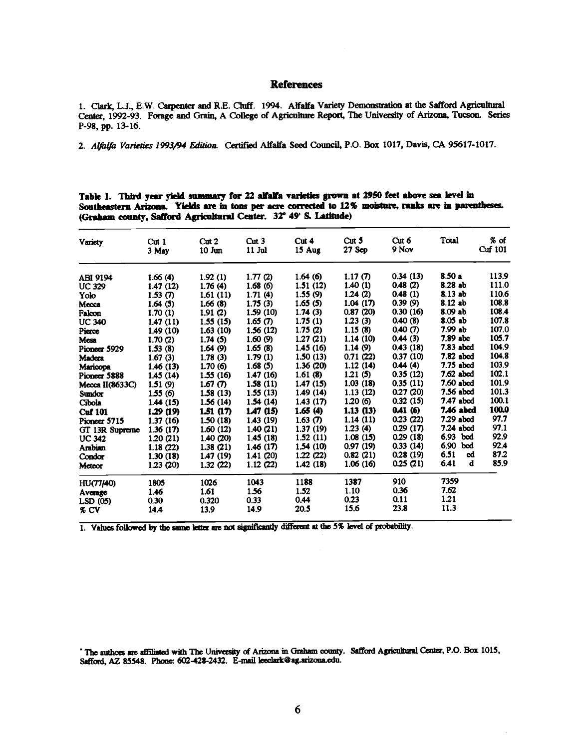## References

1. Clark, L.J., E.W. Carpenter and R.E. Cluff. 1994. Alfalfa Variety Demonstration at the Safford Agricultural Center, 1992-93. Forage and Grain, A College of Agriculture Report, The University of Arizona, Tucson. Series P-98, pp. 13-16.

2. *Alfalfa Varieties 1993/94 Edition.* Certified Alfalfa Seed Council, P.O. Box 1017, Davis, CA 95617-1017.

**Table 1. Third year yield summary for 22 alfalfa varieties grown at 2950 feet above sea level in Southeastern Arizona. Yields are in tons per acre corrected to 12% moisture, ranks are in parentheses. (Graham county, Safford Agricultural Center. 32° 49' S. Latitude)**

| Variety | Cut 1 3 May | Cut 2 10 Jun | Cut 3 11 Jul | Cut 4 15 Aug | Cut 5 27 Sep | Cut 6 9 Nov | Total | % of Cuf 101 |
|---|---|---|---|---|---|---|---|---|
| ABI 9194 | 1.66 (4) | 1.92 (1) | 1.77 (2) | 1.64 (6) | 1.17 (7) | 0.34 (13) | 8.50 a | 113.9 |
| UC 329 | 1.47 (12) | 1.76 (4) | 1.68 (6) | 1.51 (12) | 1.40 (1) | 0.48 (2) | 8.28 ab | 111.0 |
| Yolo | 1.53 (7) | 1.61 (11) | 1.71 (4) | 1.55 (9) | 1.24 (2) | 0.48 (1) | 8.13 ab | 110.6 |
| Mecca | 1.64 (5) | 1.66 (8) | 1.75 (3) | 1.65 (5) | 1.04 (17) | 0.39 (9) | 8.12 ab | 108.8 |
| Falcon | 1.70 (1) | 1.91 (2) | 1.59 (10) | 1.74 (3) | 0.87 (20) | 0.30 (16) | 8.09 ab | 108.4 |
| UC 340 | 1.47 (11) | 1.55 (15) | 1.65 (7) | 1.75 (1) | 1.23 (3) | 0.40 (8) | 8.05 ab | 107.8 |
| Pierce | 1.49 (10) | 1.63 (10) | 1.56 (12) | 1.75 (2) | 1.15 (8) | 0.40 (7) | 7.99 ab | 107.0 |
| Mesa | 1.70 (2) | 1.74 (5) | 1.60 (9) | 1.27 (21) | 1.14 (10) | 0.44 (3) | 7.89 abc | 105.7 |
| Pioneer 5929 | 1.53 (8) | 1.64 (9) | 1.65 (8) | 1.45 (16) | 1.14 (9) | 0.43 (18) | 7.83 abcd | 104.9 |
| Madera | 1.67 (3) | 1.78 (3) | 1.79 (1) | 1.50 (13) | 0.71 (22) | 0.37 (10) | 7.82 abcd | 104.8 |
| Maricopa | 1.46 (13) | 1.70 (6) | 1.68 (5) | 1.36 (20) | 1.12 (14) | 0.44 (4) | 7.75 abcd | 103.9 |
| Pioneer 5888 | 1.45 (14) | 1.55 (16) | 1.47 (16) | 1.61 (8) | 1.21 (5) | 0.35 (12) | 7.62 abcd | 102.1 |
| Mecca II(8633C) | 1.51 (9) | 1.67 (7) | 1.58 (11) | 1.47 (15) | 1.03 (18) | 0.35 (11) | 7.60 abcd | 101.9 |
| Sundor | 1.55 (6) | 1.58 (13) | 1.55 (13) | 1.49 (14) | 1.13 (12) | 0.27 (20) | 7.56 abcd | 101.3 |
| Cibola | 1.44 (15) | 1.56 (14) | 1.54 (14) | 1.43 (17) | 1.20 (6) | 0.32 (15) | 7.47 abcd | 100.1 |
| **Cuf 101** | **1.29 (19)** | **1.51 (17)** | **1.47 (15)** | **1.65 (4)** | **1.13 (13)** | **0.41 (6)** | **7.46 abcd** | **100.0** |
| Pioneer 5715 | 1.37 (16) | 1.50 (18) | 1.43 (19) | 1.63 (7) | 1.14 (11) | 0.23 (22) | 7.29 abcd | 97.7 |
| GT 13R Supreme | 1.36 (17) | 1.60 (12) | 1.40 (21) | 1.37 (19) | 1.23 (4) | 0.29 (17) | 7.24 abcd | 97.1 |
| UC 342 | 1.20 (21) | 1.40 (20) | 1.45 (18) | 1.52 (11) | 1.08 (15) | 0.29 (18) | 6.93 bcd | 92.9 |
| Arabian | 1.18 (22) | 1.38 (21) | 1.46 (17) | 1.54 (10) | 0.97 (19) | 0.33 (14) | 6.90 bcd | 92.4 |
| Condor | 1.30 (18) | 1.47 (19) | 1.41 (20) | 1.22 (22) | 0.82 (21) | 0.28 (19) | 6.51 cd | 87.2 |
| Meteor | 1.23 (20) | 1.32 (22) | 1.12 (22) | 1.42 (18) | 1.06 (16) | 0.25 (21) | 6.41 d | 85.9 |
| HU(77/40) | 1805 | 1026 | 1043 | 1188 | 1387 | 910 | 7359 | |
| Average | 1.46 | 1.61 | 1.56 | 1.52 | 1.10 | 0.36 | 7.62 | |
| LSD (05) | 0.30 | 0.320 | 0.33 | 0.44 | 0.23 | 0.11 | 1.21 | |
| % CV | 14.4 | 13.9 | 14.9 | 20.5 | 15.6 | 23.8 | 11.3 | |

1. Values followed by the same letter are not significantly different at the 5% level of probability.

* The authors are affiliated with The University of Arizona in Graham county. Safford Agricultural Center, P.O. Box 1015, Safford, AZ 85548. Phone: 602-428-2432. E-mail leeclark@ag.arizona.edu.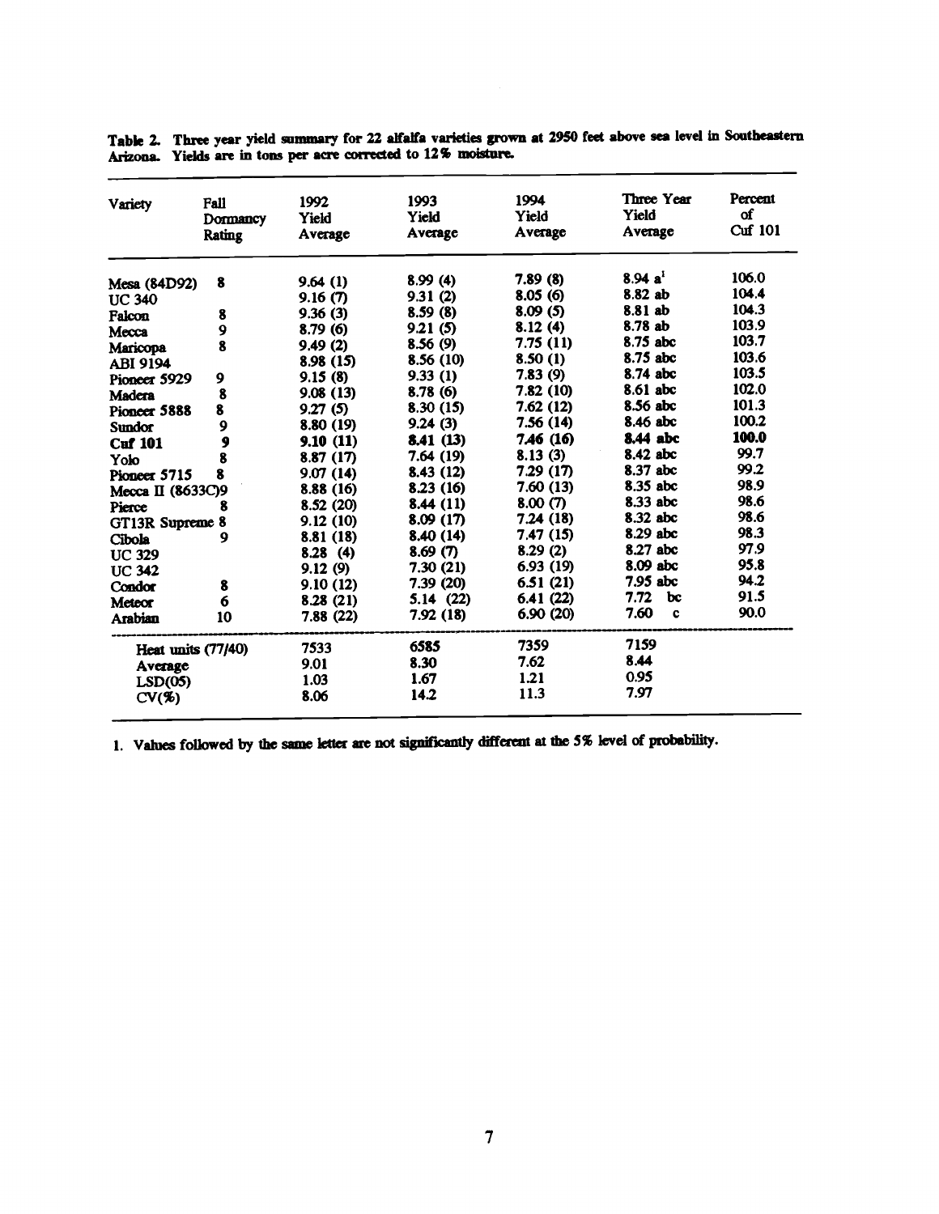**Table 2. Three year yield summary for 22 alfalfa varieties grown at 2950 feet above sea level in Southeastern Arizona. Yields are in tons per acre corrected to 12% moisture.**

| Variety | Fall Dormancy Rating | 1992 Yield Average | 1993 Yield Average | 1994 Yield Average | Three Year Yield Average | Percent of Cuf 101 |
|---|---|---|---|---|---|---|
| Mesa (84D92) | 8 | 9.64 (1) | 8.99 (4) | 7.89 (8) | 8.94 a[1] | 106.0 |
| UC 340 | | 9.16 (7) | 9.31 (2) | 8.05 (6) | 8.82 ab | 104.4 |
| Falcon | 8 | 9.36 (3) | 8.59 (8) | 8.09 (5) | 8.81 ab | 104.3 |
| Mecca | 9 | 8.79 (6) | 9.21 (5) | 8.12 (4) | 8.78 ab | 103.9 |
| Maricopa | 8 | 9.49 (2) | 8.56 (9) | 7.75 (11) | 8.75 abc | 103.7 |
| ABI 9194 | | 8.98 (15) | 8.56 (10) | 8.50 (1) | 8.75 abc | 103.6 |
| Pioneer 5929 | 9 | 9.15 (8) | 9.33 (1) | 7.83 (9) | 8.74 abc | 103.5 |
| Madera | 8 | 9.08 (13) | 8.78 (6) | 7.82 (10) | 8.61 abc | 102.0 |
| Pioneer 5888 | 8 | 9.27 (5) | 8.30 (15) | 7.62 (12) | 8.56 abc | 101.3 |
| Sundor | 9 | 8.80 (19) | 9.24 (3) | 7.56 (14) | 8.46 abc | 100.2 |
| **Cuf 101** | **9** | **9.10 (11)** | **8.41 (13)** | **7.46 (16)** | **8.44 abc** | **100.0** |
| Yolo | 8 | 8.87 (17) | 7.64 (19) | 8.13 (3) | 8.42 abc | 99.7 |
| Pioneer 5715 | 8 | 9.07 (14) | 8.43 (12) | 7.29 (17) | 8.37 abc | 99.2 |
| Mecca II (8633C) | 9 | 8.88 (16) | 8.23 (16) | 7.60 (13) | 8.35 abc | 98.9 |
| Pierce | 8 | 8.52 (20) | 8.44 (11) | 8.00 (7) | 8.33 abc | 98.6 |
| GT13R Supreme | 8 | 9.12 (10) | 8.09 (17) | 7.24 (18) | 8.32 abc | 98.6 |
| Cibola | 9 | 8.81 (18) | 8.40 (14) | 7.47 (15) | 8.29 abc | 98.3 |
| UC 329 | | 8.28 (4) | 8.69 (7) | 8.29 (2) | 8.27 abc | 97.9 |
| UC 342 | | 9.12 (9) | 7.30 (21) | 6.93 (19) | 8.09 abc | 95.8 |
| Condor | 8 | 9.10 (12) | 7.39 (20) | 6.51 (21) | 7.95 abc | 94.2 |
| Meteor | 6 | 8.28 (21) | 5.14 (22) | 6.41 (22) | 7.72 bc | 91.5 |
| Arabian | 10 | 7.88 (22) | 7.92 (18) | 6.90 (20) | 7.60 c | 90.0 |
| Heat units (77/40) | | 7533 | 6585 | 7359 | 7159 | |
| Average | | 9.01 | 8.30 | 7.62 | 8.44 | |
| LSD(05) | | 1.03 | 1.67 | 1.21 | 0.95 | |
| CV(%) | | 8.06 | 14.2 | 11.3 | 7.97 | |

1. Values followed by the same letter are not significantly different at the 5% level of probability.